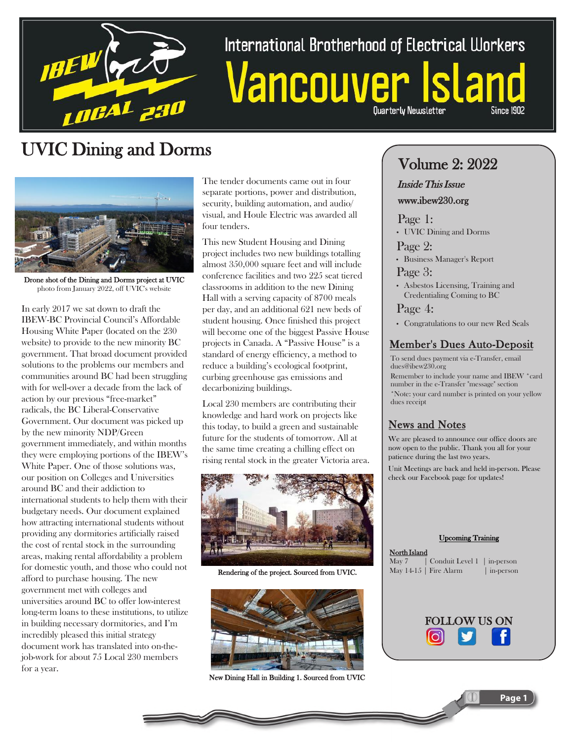# International Brotherhood of Electrical Workers Vancouver Island

Quarterly Newsletter Since 1902

## UVIC Dining and Dorms

Drone shot of the Dining and Dorms project at UVIC
photo from January 2022, off UVIC's website

In early 2017 we sat down to draft the IBEW-BC Provincial Council's Affordable Housing White Paper (located on the 230 website) to provide to the new minority BC government. That broad document provided solutions to the problems our members and communities around BC had been struggling with for well-over a decade from the lack of action by our previous "free-market" radicals, the BC Liberal-Conservative Government. Our document was picked up by the new minority NDP/Green government immediately, and within months they were employing portions of the IBEW's White Paper. One of those solutions was, our position on Colleges and Universities around BC and their addiction to international students to help them with their budgetary needs. Our document explained how attracting international students without providing any dormitories artificially raised the cost of rental stock in the surrounding areas, making rental affordability a problem for domestic youth, and those who could not afford to purchase housing. The new government met with colleges and universities around BC to offer low-interest long-term loans to these institutions, to utilize in building necessary dormitories, and I'm incredibly pleased this initial strategy document work has translated into on-the-job-work for about 75 Local 230 members for a year.

The tender documents came out in four separate portions, power and distribution, security, building automation, and audio/visual, and Houle Electric was awarded all four tenders.

This new Student Housing and Dining project includes two new buildings totalling almost 350,000 square feet and will include conference facilities and two 225 seat tiered classrooms in addition to the new Dining Hall with a serving capacity of 8700 meals per day, and an additional 621 new beds of student housing. Once finished this project will become one of the biggest Passive House projects in Canada. A "Passive House" is a standard of energy efficiency, a method to reduce a building's ecological footprint, curbing greenhouse gas emissions and decarbonizing buildings.

Local 230 members are contributing their knowledge and hard work on projects like this today, to build a green and sustainable future for the students of tomorrow. All at the same time creating a chilling effect on rising rental stock in the greater Victoria area.

Rendering of the project. Sourced from UVIC.

New Dining Hall in Building 1. Sourced from UVIC

## Volume 2: 2022

*Inside This Issue*

www.ibew230.org

**Page 1:**
- UVIC Dining and Dorms

**Page 2:**
- Business Manager's Report

**Page 3:**
- Asbestos Licensing, Training and Credentialing Coming to BC

**Page 4:**
- Congratulations to our new Red Seals

### Member's Dues Auto-Deposit

To send dues payment via e-Transfer, email dues@ibew230.org

Remember to include your name and IBEW *card number in the e-Transfer "message" section

*Note: your card number is printed on your yellow dues receipt

### News and Notes

We are pleased to announce our office doors are now open to the public. Thank you all for your patience during the last two years.

Unit Meetings are back and held in-person. Please check our Facebook page for updates!

**Upcoming Training**

**North Island**

| Date | Course | Format |
|---|---|---|
| May 7 | Conduit Level 1 | in-person |
| May 14-15 | Fire Alarm | in-person |

FOLLOW US ON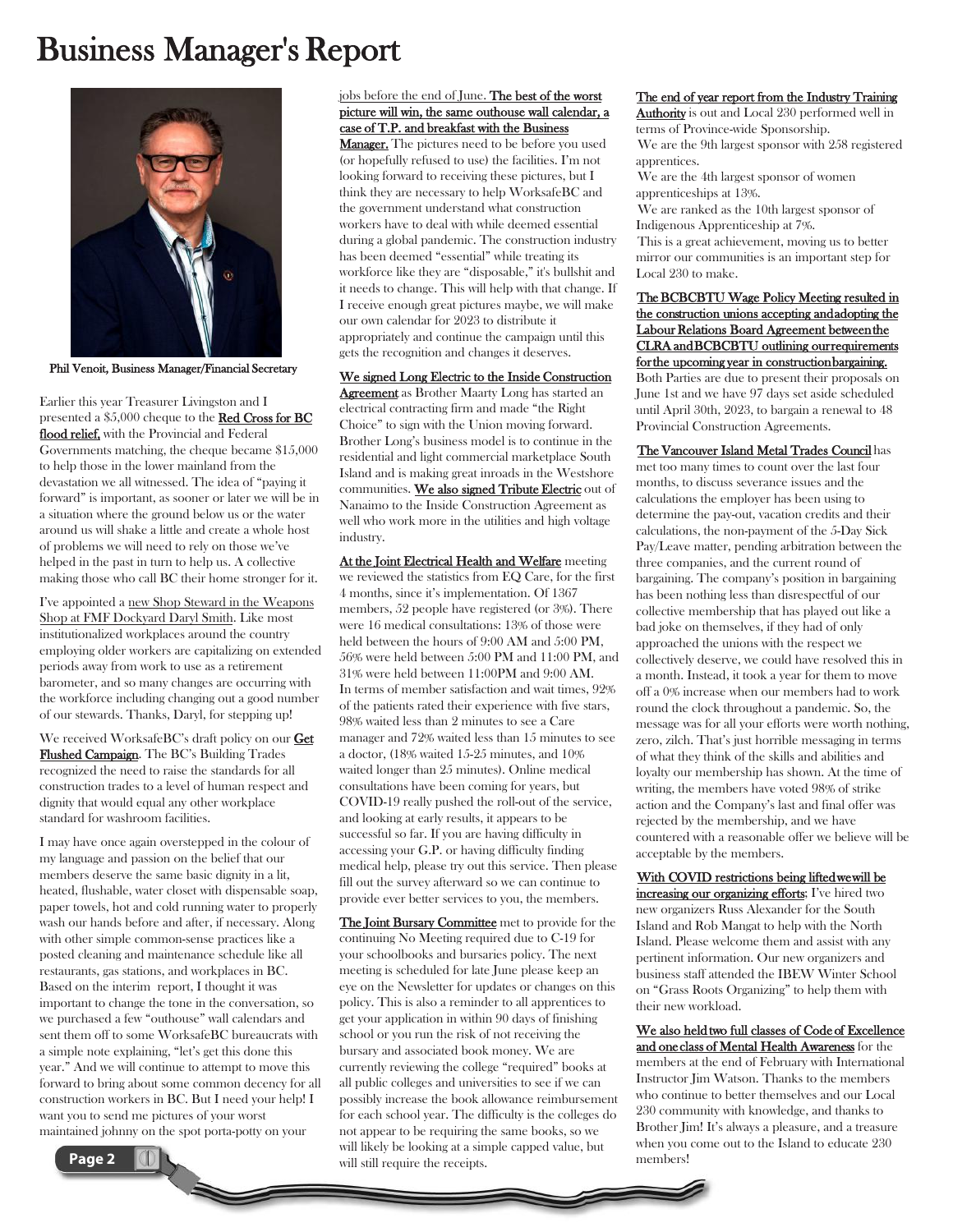# Business Manager's Report

Phil Venoit, Business Manager/Financial Secretary

Earlier this year Treasurer Livingston and I presented a $5,000 cheque to the Red Cross for BC flood relief, with the Provincial and Federal Governments matching, the cheque became $15,000 to help those in the lower mainland from the devastation we all witnessed. The idea of "paying it forward" is important, as sooner or later we will be in a situation where the ground below us or the water around us will shake a little and create a whole host of problems we will need to rely on those we've helped in the past in turn to help us. A collective making those who call BC their home stronger for it.

I've appointed a new Shop Steward in the Weapons Shop at FMF Dockyard Daryl Smith. Like most institutionalized workplaces around the country employing older workers are capitalizing on extended periods away from work to use as a retirement barometer, and so many changes are occurring with the workforce including changing out a good number of our stewards. Thanks, Daryl, for stepping up!

We received WorksafeBC's draft policy on our Get Flushed Campaign. The BC's Building Trades recognized the need to raise the standards for all construction trades to a level of human respect and dignity that would equal any other workplace standard for washroom facilities.

I may have once again overstepped in the colour of my language and passion on the belief that our members deserve the same basic dignity in a lit, heated, flushable, water closet with dispensable soap, paper towels, hot and cold running water to properly wash our hands before and after, if necessary. Along with other simple common-sense practices like a posted cleaning and maintenance schedule like all restaurants, gas stations, and workplaces in BC. Based on the interim report, I thought it was important to change the tone in the conversation, so we purchased a few "outhouse" wall calendars and sent them off to some WorksafeBC bureaucrats with a simple note explaining, "let's get this done this year." And we will continue to attempt to move this forward to bring about some common decency for all construction workers in BC. But I need your help! I want you to send me pictures of your worst maintained johnny on the spot porta-potty on your jobs before the end of June. **The best of the worst picture will win, the same outhouse wall calendar, a case of T.P. and breakfast with the Business Manager.** The pictures need to be before you used (or hopefully refused to use) the facilities. I'm not looking forward to receiving these pictures, but I think they are necessary to help WorksafeBC and the government understand what construction workers have to deal with while deemed essential during a global pandemic. The construction industry has been deemed "essential" while treating its workforce like they are "disposable," it's bullshit and it needs to change. This will help with that change. If I receive enough great pictures maybe, we will make our own calendar for 2023 to distribute it appropriately and continue the campaign until this gets the recognition and changes it deserves.

We signed Long Electric to the Inside Construction Agreement as Brother Maarty Long has started an electrical contracting firm and made "the Right Choice" to sign with the Union moving forward. Brother Long's business model is to continue in the residential and light commercial marketplace South Island and is making great inroads in the Westshore communities. We also signed Tribute Electric out of Nanaimo to the Inside Construction Agreement as well who work more in the utilities and high voltage industry.

At the Joint Electrical Health and Welfare meeting we reviewed the statistics from EQ Care, for the first 4 months, since it's implementation. Of 1367 members, 52 people have registered (or 3%). There were 16 medical consultations: 13% of those were held between the hours of 9:00 AM and 5:00 PM, 56% were held between 5:00 PM and 11:00 PM, and 31% were held between 11:00PM and 9:00 AM. In terms of member satisfaction and wait times, 92% of the patients rated their experience with five stars, 98% waited less than 2 minutes to see a Care manager and 72% waited less than 15 minutes to see a doctor, (18% waited 15-25 minutes, and 10% waited longer than 25 minutes). Online medical consultations have been coming for years, but COVID-19 really pushed the roll-out of the service, and looking at early results, it appears to be successful so far. If you are having difficulty in accessing your G.P. or having difficulty finding medical help, please try out this service. Then please fill out the survey afterward so we can continue to provide ever better services to you, the members.

The Joint Bursary Committee met to provide for the continuing No Meeting required due to C-19 for your schoolbooks and bursaries policy. The next meeting is scheduled for late June please keep an eye on the Newsletter for updates or changes on this policy. This is also a reminder to all apprentices to get your application in within 90 days of finishing school or you run the risk of not receiving the bursary and associated book money. We are currently reviewing the college "required" books at all public colleges and universities to see if we can possibly increase the book allowance reimbursement for each school year. The difficulty is the colleges do not appear to be requiring the same books, so we will likely be looking at a simple capped value, but will still require the receipts.

The end of year report from the Industry Training Authority is out and Local 230 performed well in terms of Province-wide Sponsorship.
We are the 9th largest sponsor with 258 registered apprentices.
We are the 4th largest sponsor of women apprenticeships at 13%.
We are ranked as the 10th largest sponsor of Indigenous Apprenticeship at 7%.
This is a great achievement, moving us to better mirror our communities is an important step for Local 230 to make.

The BCBCBTU Wage Policy Meeting resulted in the construction unions accepting and adopting the Labour Relations Board Agreement between the CLRA and BCBCBTU outlining our requirements for the upcoming year in construction bargaining. Both Parties are due to present their proposals on June 1st and we have 97 days set aside scheduled until April 30th, 2023, to bargain a renewal to 48 Provincial Construction Agreements.

The Vancouver Island Metal Trades Council has met too many times to count over the last four months, to discuss severance issues and the calculations the employer has been using to determine the pay-out, vacation credits and their calculations, the non-payment of the 5-Day Sick Pay/Leave matter, pending arbitration between the three companies, and the current round of bargaining. The company's position in bargaining has been nothing less than disrespectful of our collective membership that has played out like a bad joke on themselves, if they had of only approached the unions with the respect we collectively deserve, we could have resolved this in a month. Instead, it took a year for them to move off a 0% increase when our members had to work round the clock throughout a pandemic. So, the message was for all your efforts were worth nothing, zero, zilch. That's just horrible messaging in terms of what they think of the skills and abilities and loyalty our membership has shown. At the time of writing, the members have voted 98% of strike action and the Company's last and final offer was rejected by the membership, and we have countered with a reasonable offer we believe will be acceptable by the members.

With COVID restrictions being lifted we will be increasing our organizing efforts; I've hired two new organizers Russ Alexander for the South Island and Rob Mangat to help with the North Island. Please welcome them and assist with any pertinent information. Our new organizers and business staff attended the IBEW Winter School on "Grass Roots Organizing" to help them with their new workload.

We also held two full classes of Code of Excellence and one class of Mental Health Awareness for the members at the end of February with International Instructor Jim Watson. Thanks to the members who continue to better themselves and our Local 230 community with knowledge, and thanks to Brother Jim! It's always a pleasure, and a treasure when you come out to the Island to educate 230 members!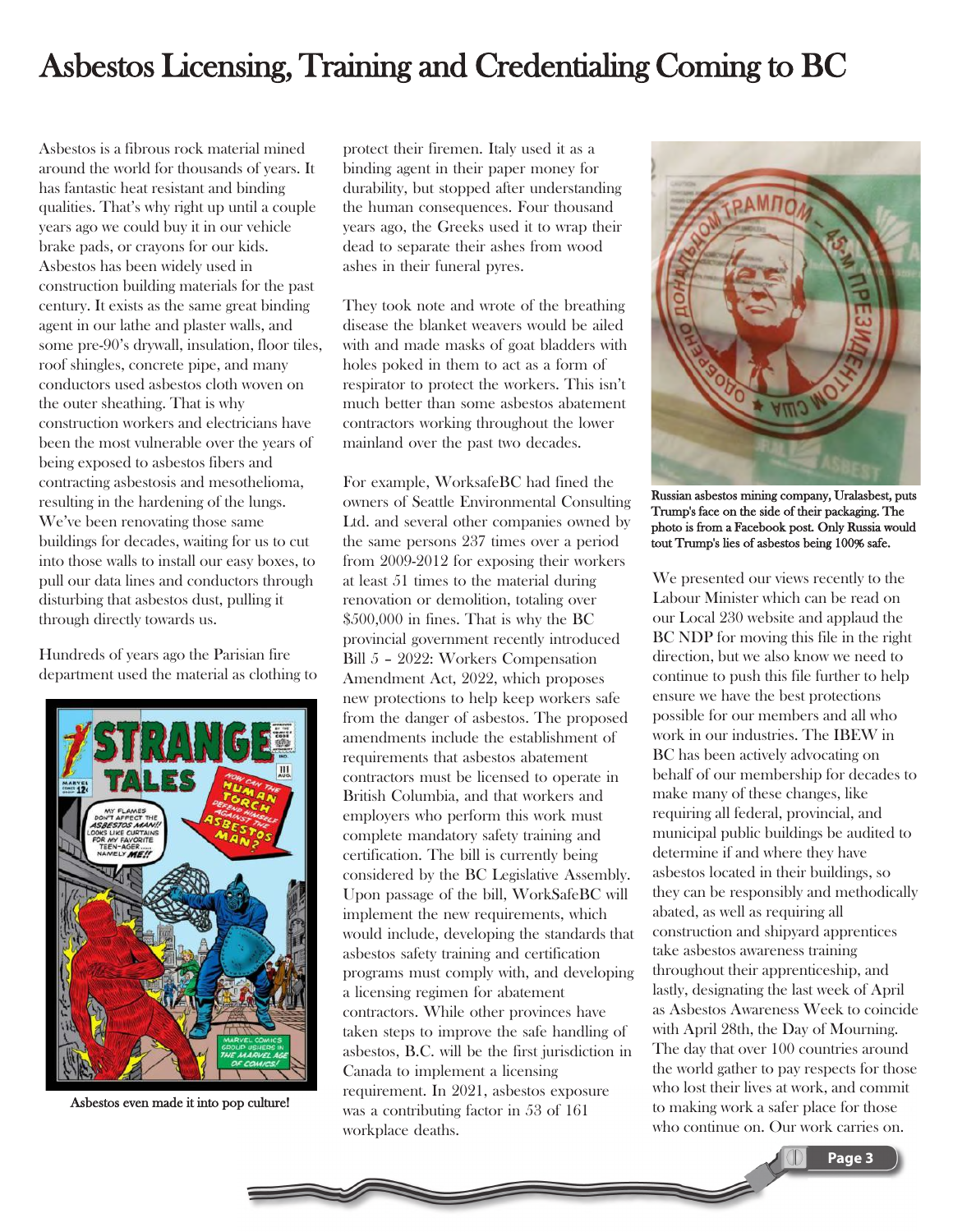# Asbestos Licensing, Training and Credentialing Coming to BC

Asbestos is a fibrous rock material mined around the world for thousands of years. It has fantastic heat resistant and binding qualities. That's why right up until a couple years ago we could buy it in our vehicle brake pads, or crayons for our kids. Asbestos has been widely used in construction building materials for the past century. It exists as the same great binding agent in our lathe and plaster walls, and some pre-90's drywall, insulation, floor tiles, roof shingles, concrete pipe, and many conductors used asbestos cloth woven on the outer sheathing. That is why construction workers and electricians have been the most vulnerable over the years of being exposed to asbestos fibers and contracting asbestosis and mesothelioma, resulting in the hardening of the lungs. We've been renovating those same buildings for decades, waiting for us to cut into those walls to install our easy boxes, to pull our data lines and conductors through disturbing that asbestos dust, pulling it through directly towards us.

Hundreds of years ago the Parisian fire department used the material as clothing to protect their firemen. Italy used it as a binding agent in their paper money for durability, but stopped after understanding the human consequences. Four thousand years ago, the Greeks used it to wrap their dead to separate their ashes from wood ashes in their funeral pyres.

Asbestos even made it into pop culture!

They took note and wrote of the breathing disease the blanket weavers would be ailed with and made masks of goat bladders with holes poked in them to act as a form of respirator to protect the workers. This isn't much better than some asbestos abatement contractors working throughout the lower mainland over the past two decades.

For example, WorksafeBC had fined the owners of Seattle Environmental Consulting Ltd. and several other companies owned by the same persons 237 times over a period from 2009-2012 for exposing their workers at least 51 times to the material during renovation or demolition, totaling over $500,000 in fines. That is why the BC provincial government recently introduced Bill 5 – 2022: Workers Compensation Amendment Act, 2022, which proposes new protections to help keep workers safe from the danger of asbestos. The proposed amendments include the establishment of requirements that asbestos abatement contractors must be licensed to operate in British Columbia, and that workers and employers who perform this work must complete mandatory safety training and certification. The bill is currently being considered by the BC Legislative Assembly. Upon passage of the bill, WorkSafeBC will implement the new requirements, which would include, developing the standards that asbestos safety training and certification programs must comply with, and developing a licensing regimen for abatement contractors. While other provinces have taken steps to improve the safe handling of asbestos, B.C. will be the first jurisdiction in Canada to implement a licensing requirement. In 2021, asbestos exposure was a contributing factor in 53 of 161 workplace deaths.

Russian asbestos mining company, Uralasbest, puts Trump's face on the side of their packaging. The photo is from a Facebook post. Only Russia would tout Trump's lies of asbestos being 100% safe.

We presented our views recently to the Labour Minister which can be read on our Local 230 website and applaud the BC NDP for moving this file in the right direction, but we also know we need to continue to push this file further to help ensure we have the best protections possible for our members and all who work in our industries. The IBEW in BC has been actively advocating on behalf of our membership for decades to make many of these changes, like requiring all federal, provincial, and municipal public buildings be audited to determine if and where they have asbestos located in their buildings, so they can be responsibly and methodically abated, as well as requiring all construction and shipyard apprentices take asbestos awareness training throughout their apprenticeship, and lastly, designating the last week of April as Asbestos Awareness Week to coincide with April 28th, the Day of Mourning. The day that over 100 countries around the world gather to pay respects for those who lost their lives at work, and commit to making work a safer place for those who continue on. Our work carries on.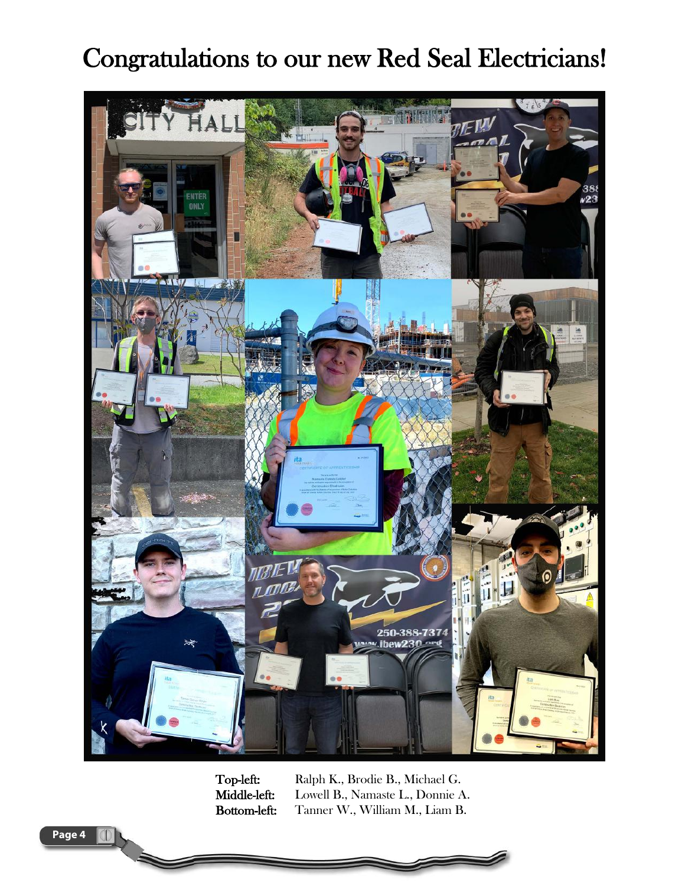# Congratulations to our new Red Seal Electricians!

| | |
|---|---|
| **Top-left:** | Ralph K., Brodie B., Michael G. |
| **Middle-left:** | Lowell B., Namaste L., Donnie A. |
| **Bottom-left:** | Tanner W., William M., Liam B. |